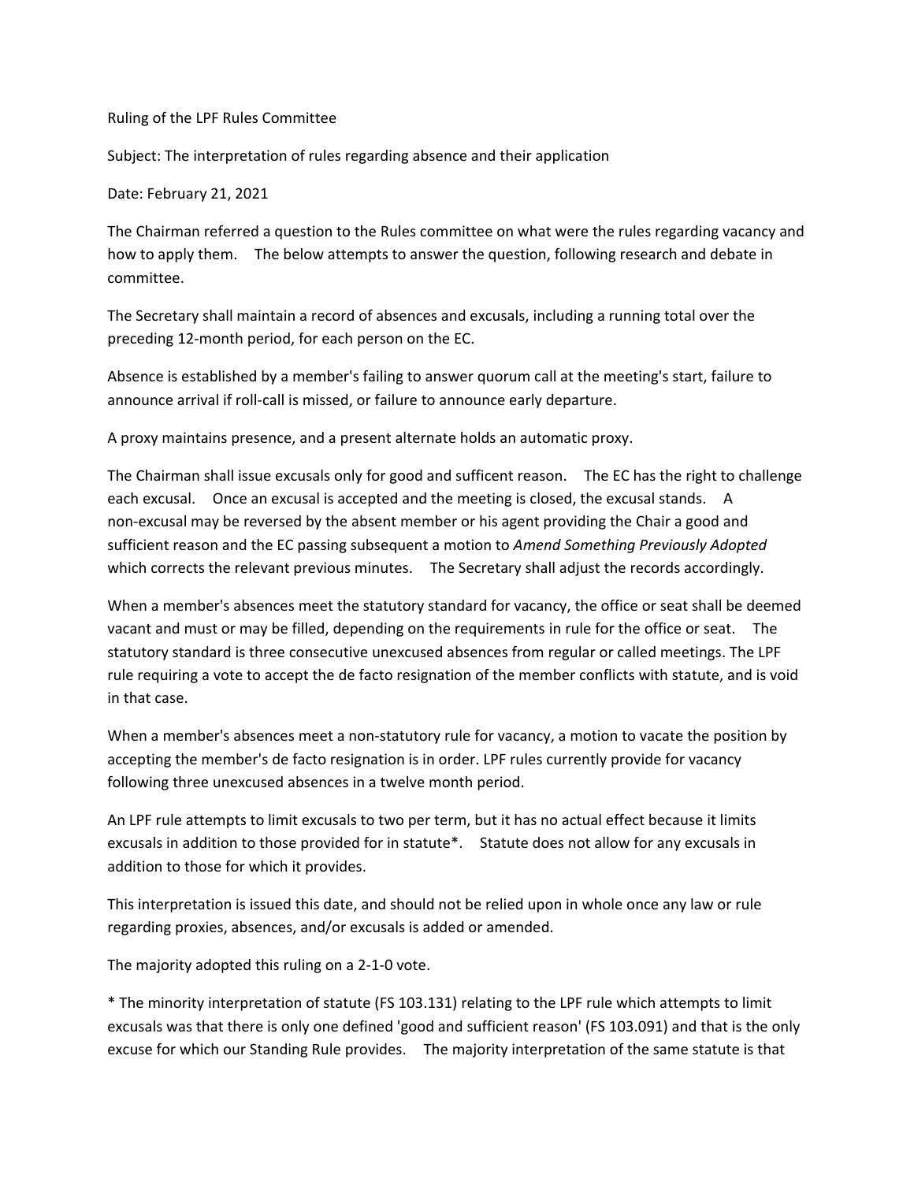Ruling of the LPF Rules Committee

Subject: The interpretation of rules regarding absence and their application

Date: February 21, 2021

The Chairman referred a question to the Rules committee on what were the rules regarding vacancy and how to apply them. The below attempts to answer the question, following research and debate in committee.

The Secretary shall maintain a record of absences and excusals, including a running total over the preceding 12-month period, for each person on the EC.

Absence is established by a member's failing to answer quorum call at the meeting's start, failure to announce arrival if roll-call is missed, or failure to announce early departure.

A proxy maintains presence, and a present alternate holds an automatic proxy.

The Chairman shall issue excusals only for good and sufficent reason. The EC has the right to challenge each excusal. Once an excusal is accepted and the meeting is closed, the excusal stands. A non-excusal may be reversed by the absent member or his agent providing the Chair a good and sufficient reason and the EC passing subsequent a motion to *Amend Something Previously Adopted* which corrects the relevant previous minutes. The Secretary shall adjust the records accordingly.

When a member's absences meet the statutory standard for vacancy, the office or seat shall be deemed vacant and must or may be filled, depending on the requirements in rule for the office or seat. The statutory standard is three consecutive unexcused absences from regular or called meetings. The LPF rule requiring a vote to accept the de facto resignation of the member conflicts with statute, and is void in that case.

When a member's absences meet a non-statutory rule for vacancy, a motion to vacate the position by accepting the member's de facto resignation is in order. LPF rules currently provide for vacancy following three unexcused absences in a twelve month period.

An LPF rule attempts to limit excusals to two per term, but it has no actual effect because it limits excusals in addition to those provided for in statute*. Statute does not allow for any excusals in addition to those for which it provides.

This interpretation is issued this date, and should not be relied upon in whole once any law or rule regarding proxies, absences, and/or excusals is added or amended.

The majority adopted this ruling on a 2-1-0 vote.

* The minority interpretation of statute (FS 103.131) relating to the LPF rule which attempts to limit excusals was that there is only one defined 'good and sufficient reason' (FS 103.091) and that is the only excuse for which our Standing Rule provides. The majority interpretation of the same statute is that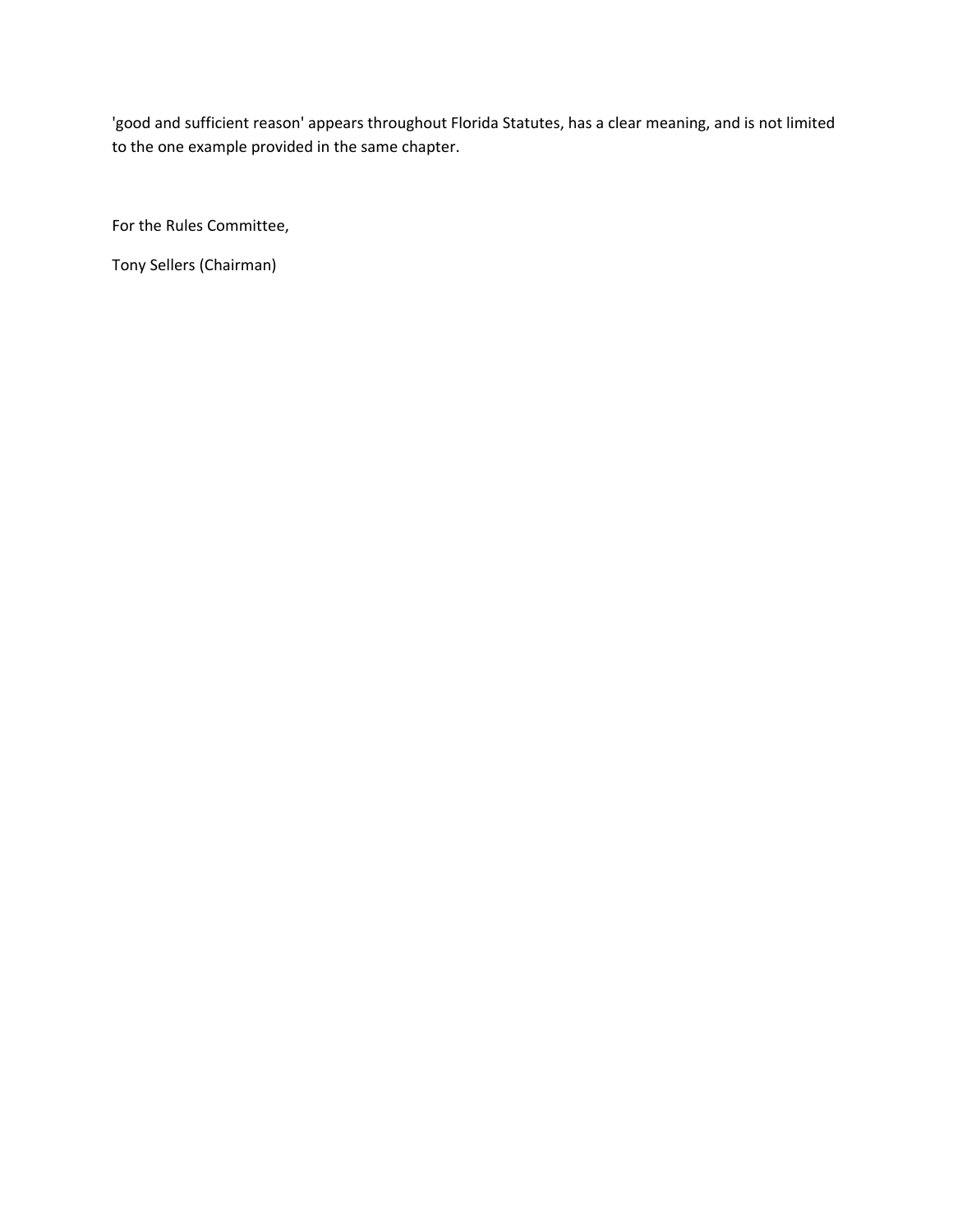'good and sufficient reason' appears throughout Florida Statutes, has a clear meaning, and is not limited to the one example provided in the same chapter.

For the Rules Committee,

Tony Sellers (Chairman)